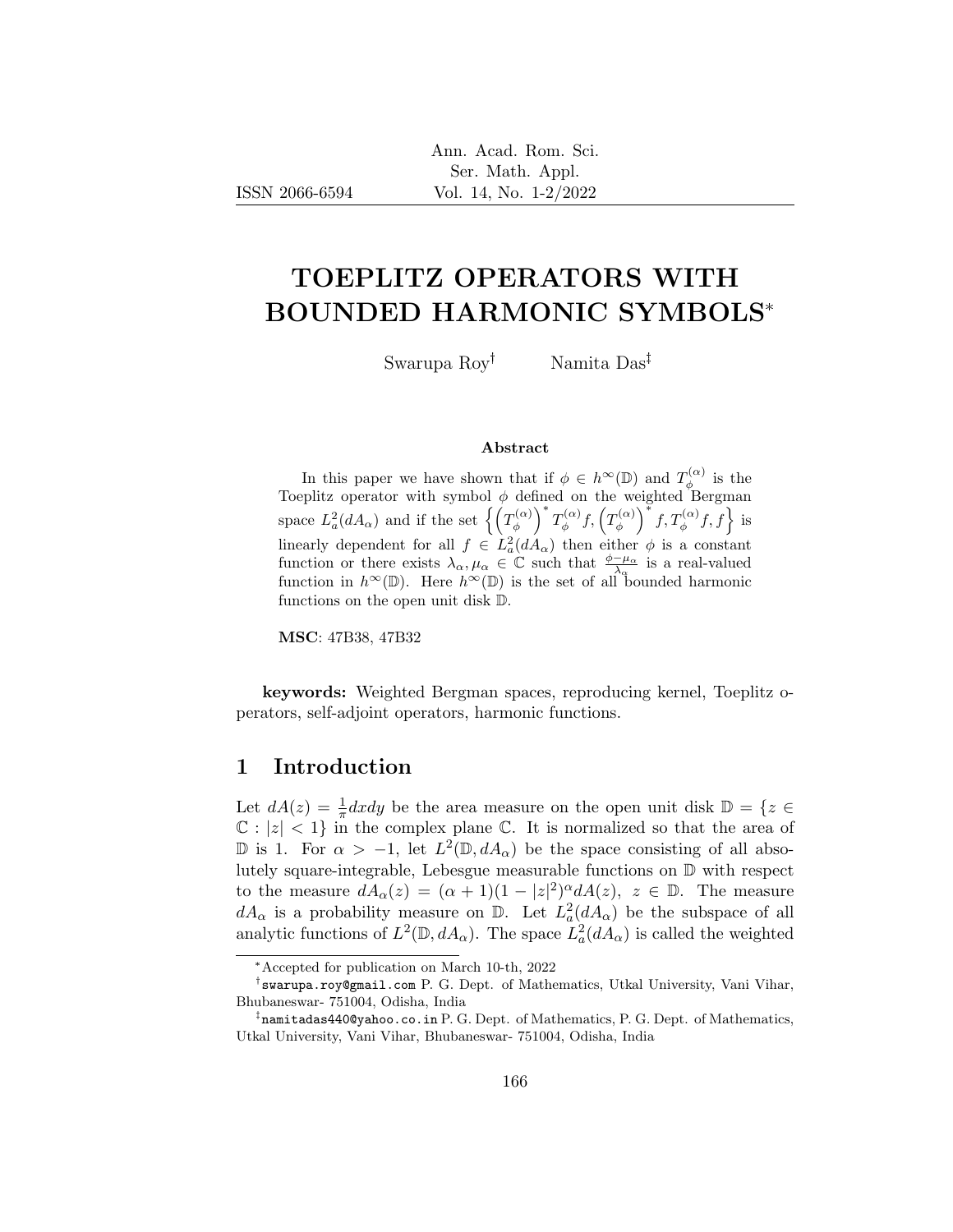# TOEPLITZ OPERATORS WITH BOUNDED HARMONIC SYMBOLS*

Swarupa Roy[†] Namita Das[‡]

### Abstract

In this paper we have shown that if $\phi \in h^\infty(\mathbb{D})$ and $T_\phi^{(\alpha)}$ is the Toeplitz operator with symbol $\phi$ defined on the weighted Bergman space $L_a^2(dA_\alpha)$ and if the set $\left\{\left(T_\phi^{(\alpha)}\right)^* T_\phi^{(\alpha)} f, \left(T_\phi^{(\alpha)}\right)^* f, T_\phi^{(\alpha)} f, f\right\}$ is linearly dependent for all $f \in L_a^2(dA_\alpha)$ then either $\phi$ is a constant function or there exists $\lambda_\alpha, \mu_\alpha \in \mathbb{C}$ such that $\frac{\phi - \mu_\alpha}{\lambda_\alpha}$ is a real-valued function in $h^\infty(\mathbb{D})$. Here $h^\infty(\mathbb{D})$ is the set of all bounded harmonic functions on the open unit disk $\mathbb{D}$.

**MSC**: 47B38, 47B32

**keywords:** Weighted Bergman spaces, reproducing kernel, Toeplitz operators, self-adjoint operators, harmonic functions.

## 1 Introduction

Let $dA(z) = \frac{1}{\pi} dx dy$ be the area measure on the open unit disk $\mathbb{D} = \{z \in \mathbb{C} : |z| < 1\}$ in the complex plane $\mathbb{C}$. It is normalized so that the area of $\mathbb{D}$ is 1. For $\alpha > -1$, let $L^2(\mathbb{D}, dA_\alpha)$ be the space consisting of all absolutely square-integrable, Lebesgue measurable functions on $\mathbb{D}$ with respect to the measure $dA_\alpha(z) = (\alpha + 1)(1 - |z|^2)^\alpha dA(z),\ z \in \mathbb{D}$. The measure $dA_\alpha$ is a probability measure on $\mathbb{D}$. Let $L_a^2(dA_\alpha)$ be the subspace of all analytic functions of $L^2(\mathbb{D}, dA_\alpha)$. The space $L_a^2(dA_\alpha)$ is called the weighted

---

*Accepted for publication on March 10-th, 2022

[†]swarupa.roy@gmail.com P. G. Dept. of Mathematics, Utkal University, Vani Vihar, Bhubaneswar- 751004, Odisha, India

[‡]namitadas440@yahoo.co.in P. G. Dept. of Mathematics, P. G. Dept. of Mathematics, Utkal University, Vani Vihar, Bhubaneswar- 751004, Odisha, India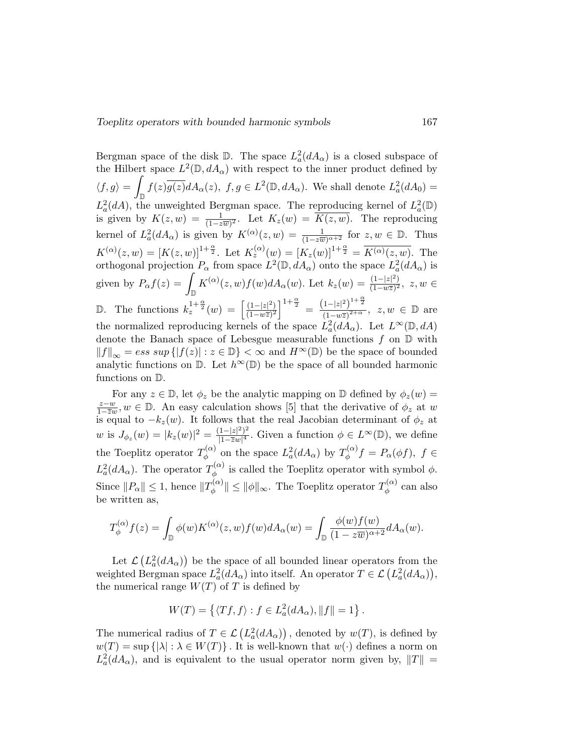Bergman space of the disk $\mathbb{D}$. The space $L_a^2(dA_\alpha)$ is a closed subspace of the Hilbert space $L^2(\mathbb{D}, dA_\alpha)$ with respect to the inner product defined by $\langle f, g\rangle = \int_{\mathbb{D}} f(z)\overline{g(z)} dA_\alpha(z),\ f, g \in L^2(\mathbb{D}, dA_\alpha)$. We shall denote $L_a^2(dA_0) = L_a^2(dA)$, the unweighted Bergman space. The reproducing kernel of $L_a^2(\mathbb{D})$ is given by $K(z,w) = \frac{1}{(1-z\overline{w})^2}$. Let $K_z(w) = \overline{K(z,w)}$. The reproducing kernel of $L_a^2(dA_\alpha)$ is given by $K^{(\alpha)}(z,w) = \frac{1}{(1-z\overline{w})^{\alpha+2}}$ for $z, w \in \mathbb{D}$. Thus $K^{(\alpha)}(z,w) = [K(z,w)]^{1+\frac{\alpha}{2}}$. Let $K_z^{(\alpha)}(w) = [K_z(w)]^{1+\frac{\alpha}{2}} = \overline{K^{(\alpha)}(z,w)}$. The orthogonal projection $P_\alpha$ from space $L^2(\mathbb{D}, dA_\alpha)$ onto the space $L_a^2(dA_\alpha)$ is given by $P_\alpha f(z) = \int_{\mathbb{D}} K^{(\alpha)}(z,w) f(w) dA_\alpha(w)$. Let $k_z(w) = \frac{(1-|z|^2)}{(1-w\overline{z})^2},\ z, w \in \mathbb{D}$. The functions $k_z^{1+\frac{\alpha}{2}}(w) = \left[\frac{(1-|z|^2)}{(1-w\overline{z})^2}\right]^{1+\frac{\alpha}{2}} = \frac{(1-|z|^2)^{1+\frac{\alpha}{2}}}{(1-w\overline{z})^{2+\alpha}},\ z, w \in \mathbb{D}$ are the normalized reproducing kernels of the space $L_a^2(dA_\alpha)$. Let $L^\infty(\mathbb{D}, dA)$ denote the Banach space of Lebesgue measurable functions $f$ on $\mathbb{D}$ with $\|f\|_\infty = ess\ sup\{|f(z)| : z \in \mathbb{D}\} < \infty$ and $H^\infty(\mathbb{D})$ be the space of bounded analytic functions on $\mathbb{D}$. Let $h^\infty(\mathbb{D})$ be the space of all bounded harmonic functions on $\mathbb{D}$.

For any $z \in \mathbb{D}$, let $\phi_z$ be the analytic mapping on $\mathbb{D}$ defined by $\phi_z(w) = \frac{z-w}{1-\overline{z}w}, w \in \mathbb{D}$. An easy calculation shows [5] that the derivative of $\phi_z$ at $w$ is equal to $-k_z(w)$. It follows that the real Jacobian determinant of $\phi_z$ at $w$ is $J_{\phi_z}(w) = |k_z(w)|^2 = \frac{(1-|z|^2)^2}{|1-\overline{z}w|^4}$. Given a function $\phi \in L^\infty(\mathbb{D})$, we define the Toeplitz operator $T_\phi^{(\alpha)}$ on the space $L_a^2(dA_\alpha)$ by $T_\phi^{(\alpha)} f = P_\alpha(\phi f),\ f \in L_a^2(dA_\alpha)$. The operator $T_\phi^{(\alpha)}$ is called the Toeplitz operator with symbol $\phi$. Since $\|P_\alpha\| \leq 1$, hence $\|T_\phi^{(\alpha)}\| \leq \|\phi\|_\infty$. The Toeplitz operator $T_\phi^{(\alpha)}$ can also be written as,

$$T_\phi^{(\alpha)} f(z) = \int_{\mathbb{D}} \phi(w) K^{(\alpha)}(z,w) f(w) dA_\alpha(w) = \int_{\mathbb{D}} \frac{\phi(w) f(w)}{(1-z\overline{w})^{\alpha+2}} dA_\alpha(w).$$

Let $\mathcal{L}\left(L_a^2(dA_\alpha)\right)$ be the space of all bounded linear operators from the weighted Bergman space $L_a^2(dA_\alpha)$ into itself. An operator $T \in \mathcal{L}\left(L_a^2(dA_\alpha)\right)$, the numerical range $W(T)$ of $T$ is defined by

$$W(T) = \left\{\langle Tf, f\rangle : f \in L_a^2(dA_\alpha), \|f\| = 1\right\}.$$

The numerical radius of $T \in \mathcal{L}\left(L_a^2(dA_\alpha)\right)$, denoted by $w(T)$, is defined by $w(T) = \sup\{|\lambda| : \lambda \in W(T)\}$. It is well-known that $w(\cdot)$ defines a norm on $L_a^2(dA_\alpha)$, and is equivalent to the usual operator norm given by, $\|T\| =$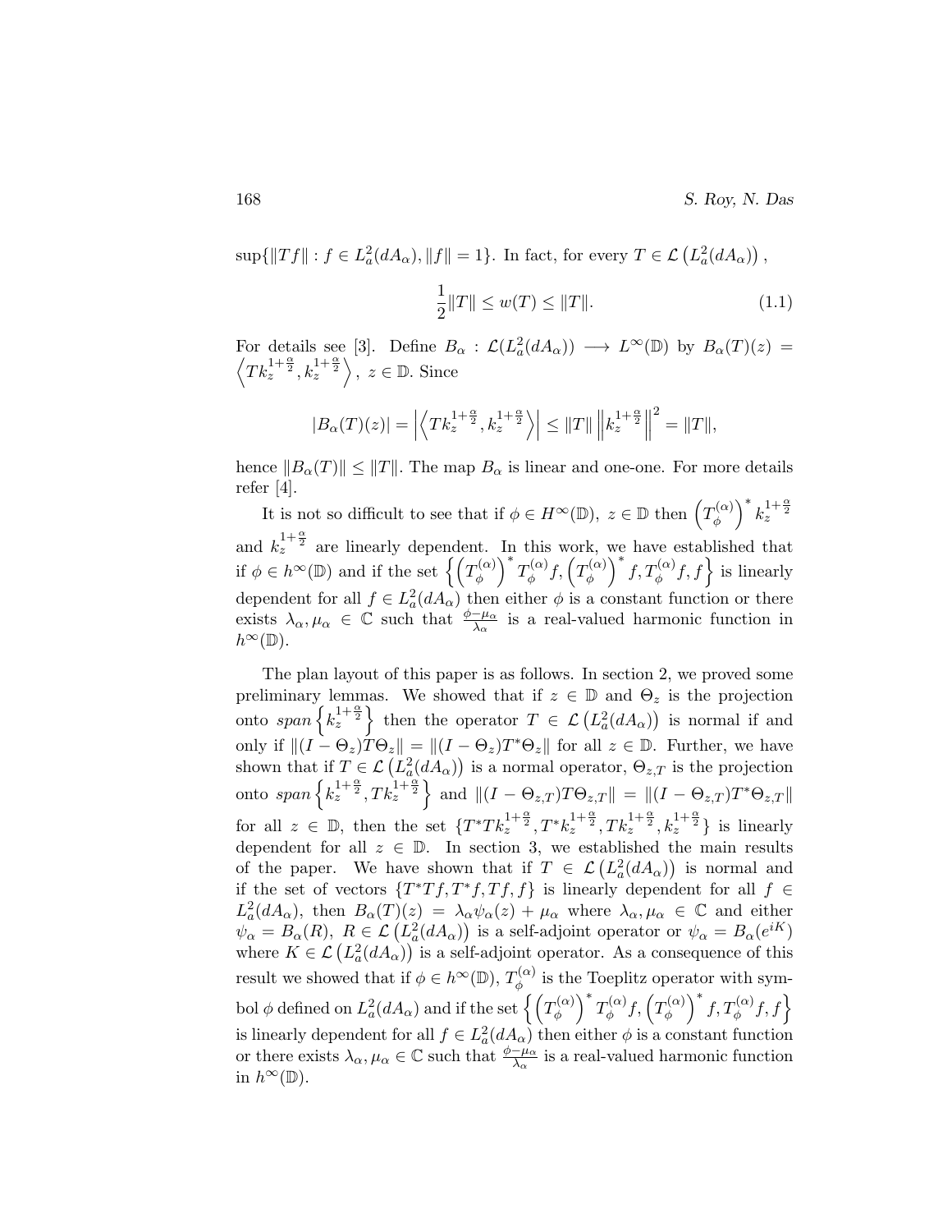$\sup\{\|Tf\| : f \in L_a^2(dA_\alpha), \|f\| = 1\}$. In fact, for every $T \in \mathcal{L}\left(L_a^2(dA_\alpha)\right)$,

$$\frac{1}{2}\|T\| \leq w(T) \leq \|T\|. \tag{1.1}$$

For details see [3]. Define $B_\alpha : \mathcal{L}(L_a^2(dA_\alpha)) \longrightarrow L^\infty(\mathbb{D})$ by $B_\alpha(T)(z) = \left\langle Tk_z^{1+\frac{\alpha}{2}}, k_z^{1+\frac{\alpha}{2}} \right\rangle$, $z \in \mathbb{D}$. Since

$$|B_\alpha(T)(z)| = \left| \left\langle Tk_z^{1+\frac{\alpha}{2}}, k_z^{1+\frac{\alpha}{2}} \right\rangle \right| \leq \|T\| \left\| k_z^{1+\frac{\alpha}{2}} \right\|^2 = \|T\|,$$

hence $\|B_\alpha(T)\| \leq \|T\|$. The map $B_\alpha$ is linear and one-one. For more details refer [4].

It is not so difficult to see that if $\phi \in H^\infty(\mathbb{D})$, $z \in \mathbb{D}$ then $\left(T_\phi^{(\alpha)}\right)^* k_z^{1+\frac{\alpha}{2}}$ and $k_z^{1+\frac{\alpha}{2}}$ are linearly dependent. In this work, we have established that if $\phi \in h^\infty(\mathbb{D})$ and if the set $\left\{ \left(T_\phi^{(\alpha)}\right)^* T_\phi^{(\alpha)} f, \left(T_\phi^{(\alpha)}\right)^* f, T_\phi^{(\alpha)} f, f \right\}$ is linearly dependent for all $f \in L_a^2(dA_\alpha)$ then either $\phi$ is a constant function or there exists $\lambda_\alpha, \mu_\alpha \in \mathbb{C}$ such that $\frac{\phi - \mu_\alpha}{\lambda_\alpha}$ is a real-valued harmonic function in $h^\infty(\mathbb{D})$.

The plan layout of this paper is as follows. In section 2, we proved some preliminary lemmas. We showed that if $z \in \mathbb{D}$ and $\Theta_z$ is the projection onto $span\left\{k_z^{1+\frac{\alpha}{2}}\right\}$ then the operator $T \in \mathcal{L}\left(L_a^2(dA_\alpha)\right)$ is normal if and only if $\|(I - \Theta_z)T\Theta_z\| = \|(I - \Theta_z)T^*\Theta_z\|$ for all $z \in \mathbb{D}$. Further, we have shown that if $T \in \mathcal{L}\left(L_a^2(dA_\alpha)\right)$ is a normal operator, $\Theta_{z,T}$ is the projection onto $span\left\{k_z^{1+\frac{\alpha}{2}}, Tk_z^{1+\frac{\alpha}{2}}\right\}$ and $\|(I - \Theta_{z,T})T\Theta_{z,T}\| = \|(I - \Theta_{z,T})T^*\Theta_{z,T}\|$ for all $z \in \mathbb{D}$, then the set $\{T^*Tk_z^{1+\frac{\alpha}{2}}, T^*k_z^{1+\frac{\alpha}{2}}, Tk_z^{1+\frac{\alpha}{2}}, k_z^{1+\frac{\alpha}{2}}\}$ is linearly dependent for all $z \in \mathbb{D}$. In section 3, we established the main results of the paper. We have shown that if $T \in \mathcal{L}\left(L_a^2(dA_\alpha)\right)$ is normal and if the set of vectors $\{T^*Tf, T^*f, Tf, f\}$ is linearly dependent for all $f \in L_a^2(dA_\alpha)$, then $B_\alpha(T)(z) = \lambda_\alpha \psi_\alpha(z) + \mu_\alpha$ where $\lambda_\alpha, \mu_\alpha \in \mathbb{C}$ and either $\psi_\alpha = B_\alpha(R)$, $R \in \mathcal{L}\left(L_a^2(dA_\alpha)\right)$ is a self-adjoint operator or $\psi_\alpha = B_\alpha(e^{iK})$ where $K \in \mathcal{L}\left(L_a^2(dA_\alpha)\right)$ is a self-adjoint operator. As a consequence of this result we showed that if $\phi \in h^\infty(\mathbb{D})$, $T_\phi^{(\alpha)}$ is the Toeplitz operator with symbol $\phi$ defined on $L_a^2(dA_\alpha)$ and if the set $\left\{ \left(T_\phi^{(\alpha)}\right)^* T_\phi^{(\alpha)} f, \left(T_\phi^{(\alpha)}\right)^* f, T_\phi^{(\alpha)} f, f \right\}$ is linearly dependent for all $f \in L_a^2(dA_\alpha)$ then either $\phi$ is a constant function or there exists $\lambda_\alpha, \mu_\alpha \in \mathbb{C}$ such that $\frac{\phi - \mu_\alpha}{\lambda_\alpha}$ is a real-valued harmonic function in $h^\infty(\mathbb{D})$.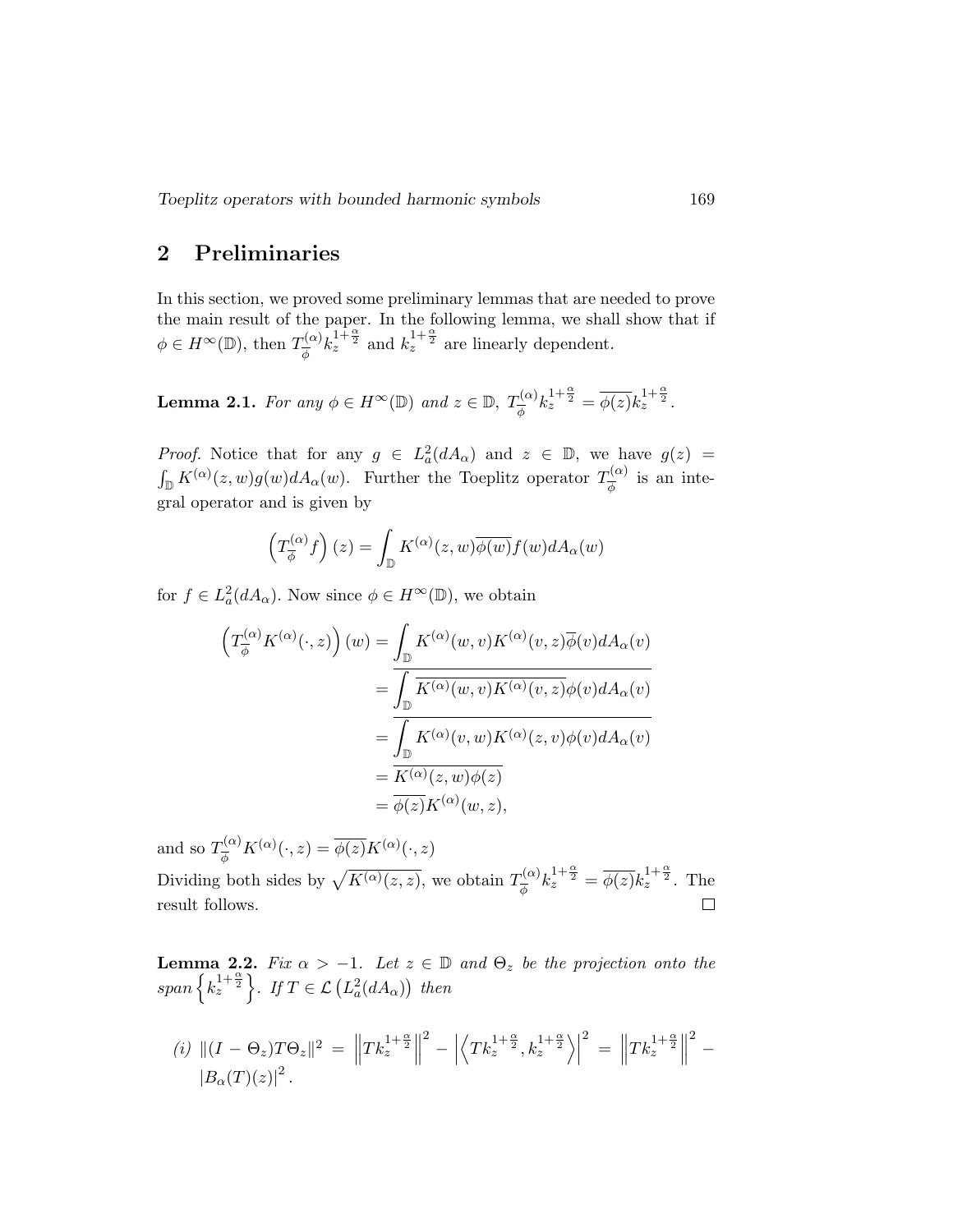## 2 Preliminaries

In this section, we proved some preliminary lemmas that are needed to prove the main result of the paper. In the following lemma, we shall show that if $\phi \in H^\infty(\mathbb{D})$, then $T_{\overline{\phi}}^{(\alpha)} k_z^{1+\frac{\alpha}{2}}$ and $k_z^{1+\frac{\alpha}{2}}$ are linearly dependent.

**Lemma 2.1.** *For any $\phi \in H^\infty(\mathbb{D})$ and $z \in \mathbb{D}$, $T_{\overline{\phi}}^{(\alpha)} k_z^{1+\frac{\alpha}{2}} = \overline{\phi(z)} k_z^{1+\frac{\alpha}{2}}$.*

*Proof.* Notice that for any $g \in L_a^2(dA_\alpha)$ and $z \in \mathbb{D}$, we have $g(z) = \int_{\mathbb{D}} K^{(\alpha)}(z,w) g(w) dA_\alpha(w)$. Further the Toeplitz operator $T_{\overline{\phi}}^{(\alpha)}$ is an integral operator and is given by

$$\left(T_{\overline{\phi}}^{(\alpha)} f\right)(z) = \int_{\mathbb{D}} K^{(\alpha)}(z,w) \overline{\phi(w)} f(w) dA_\alpha(w)$$

for $f \in L_a^2(dA_\alpha)$. Now since $\phi \in H^\infty(\mathbb{D})$, we obtain

$$\begin{aligned}
\left(T_{\overline{\phi}}^{(\alpha)} K^{(\alpha)}(\cdot, z)\right)(w) &= \int_{\mathbb{D}} K^{(\alpha)}(w,v) K^{(\alpha)}(v,z) \overline{\phi}(v) dA_\alpha(v) \\
&= \overline{\int_{\mathbb{D}} \overline{K^{(\alpha)}(w,v) K^{(\alpha)}(v,z)} \phi(v) dA_\alpha(v)} \\
&= \overline{\int_{\mathbb{D}} K^{(\alpha)}(v,w) K^{(\alpha)}(z,v) \phi(v) dA_\alpha(v)} \\
&= \overline{K^{(\alpha)}(z,w) \phi(z)} \\
&= \overline{\phi(z)} K^{(\alpha)}(w,z),
\end{aligned}$$

and so $T_{\overline{\phi}}^{(\alpha)} K^{(\alpha)}(\cdot, z) = \overline{\phi(z)} K^{(\alpha)}(\cdot, z)$

Dividing both sides by $\sqrt{K^{(\alpha)}(z,z)}$, we obtain $T_{\overline{\phi}}^{(\alpha)} k_z^{1+\frac{\alpha}{2}} = \overline{\phi(z)} k_z^{1+\frac{\alpha}{2}}$. The result follows. $\square$

**Lemma 2.2.** *Fix $\alpha > -1$. Let $z \in \mathbb{D}$ and $\Theta_z$ be the projection onto the span $\left\{k_z^{1+\frac{\alpha}{2}}\right\}$. If $T \in \mathcal{L}\left(L_a^2(dA_\alpha)\right)$ then*

*(i)* $\|(I - \Theta_z) T \Theta_z\|^2 = \left\|T k_z^{1+\frac{\alpha}{2}}\right\|^2 - \left|\left\langle T k_z^{1+\frac{\alpha}{2}}, k_z^{1+\frac{\alpha}{2}}\right\rangle\right|^2 = \left\|T k_z^{1+\frac{\alpha}{2}}\right\|^2 - \left|B_\alpha(T)(z)\right|^2.$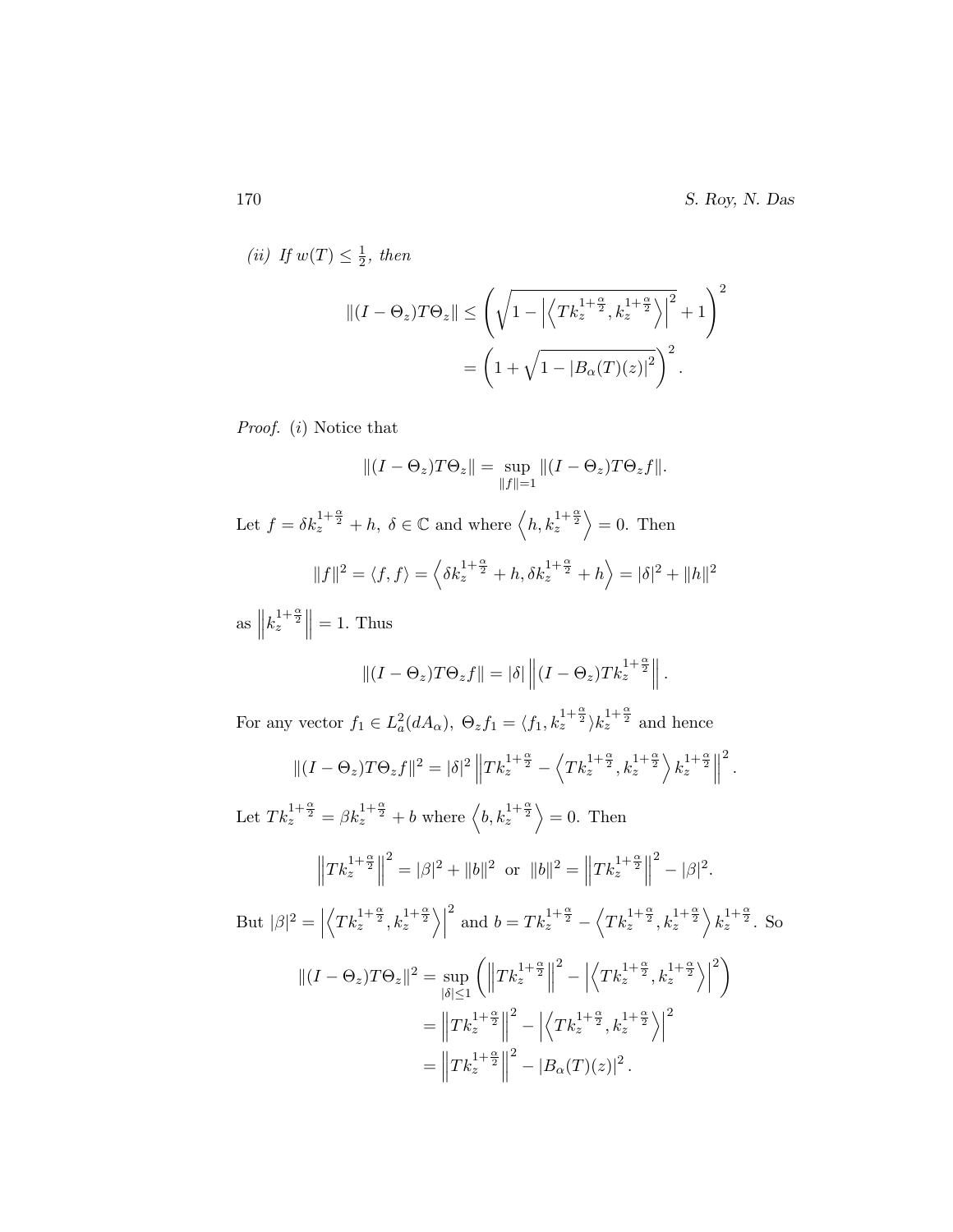*(ii) If $w(T) \leq \frac{1}{2}$, then*

$$\|(I-\Theta_z)T\Theta_z\| \leq \left(\sqrt{1-\left|\left\langle Tk_z^{1+\frac{\alpha}{2}}, k_z^{1+\frac{\alpha}{2}}\right\rangle\right|^2}+1\right)^2$$
$$= \left(1+\sqrt{1-|B_\alpha(T)(z)|^2}\right)^2.$$

*Proof.* $(i)$ Notice that

$$\|(I-\Theta_z)T\Theta_z\| = \sup_{\|f\|=1} \|(I-\Theta_z)T\Theta_z f\|.$$

Let $f = \delta k_z^{1+\frac{\alpha}{2}} + h,\ \delta \in \mathbb{C}$ and where $\left\langle h, k_z^{1+\frac{\alpha}{2}}\right\rangle = 0$. Then

$$\|f\|^2 = \langle f, f\rangle = \left\langle \delta k_z^{1+\frac{\alpha}{2}} + h, \delta k_z^{1+\frac{\alpha}{2}} + h\right\rangle = |\delta|^2 + \|h\|^2$$

as $\left\|k_z^{1+\frac{\alpha}{2}}\right\| = 1$. Thus

$$\|(I-\Theta_z)T\Theta_z f\| = |\delta| \left\|(I-\Theta_z)Tk_z^{1+\frac{\alpha}{2}}\right\|.$$

For any vector $f_1 \in L_a^2(dA_\alpha),\ \Theta_z f_1 = \langle f_1, k_z^{1+\frac{\alpha}{2}}\rangle k_z^{1+\frac{\alpha}{2}}$ and hence

$$\|(I-\Theta_z)T\Theta_z f\|^2 = |\delta|^2 \left\|Tk_z^{1+\frac{\alpha}{2}} - \left\langle Tk_z^{1+\frac{\alpha}{2}}, k_z^{1+\frac{\alpha}{2}}\right\rangle k_z^{1+\frac{\alpha}{2}}\right\|^2.$$

Let $Tk_z^{1+\frac{\alpha}{2}} = \beta k_z^{1+\frac{\alpha}{2}} + b$ where $\left\langle b, k_z^{1+\frac{\alpha}{2}}\right\rangle = 0$. Then

$$\left\|Tk_z^{1+\frac{\alpha}{2}}\right\|^2 = |\beta|^2 + \|b\|^2 \ \text{ or } \ \|b\|^2 = \left\|Tk_z^{1+\frac{\alpha}{2}}\right\|^2 - |\beta|^2.$$

But $|\beta|^2 = \left|\left\langle Tk_z^{1+\frac{\alpha}{2}}, k_z^{1+\frac{\alpha}{2}}\right\rangle\right|^2$ and $b = Tk_z^{1+\frac{\alpha}{2}} - \left\langle Tk_z^{1+\frac{\alpha}{2}}, k_z^{1+\frac{\alpha}{2}}\right\rangle k_z^{1+\frac{\alpha}{2}}$. So

$$\|(I-\Theta_z)T\Theta_z\|^2 = \sup_{|\delta|\leq 1}\left(\left\|Tk_z^{1+\frac{\alpha}{2}}\right\|^2 - \left|\left\langle Tk_z^{1+\frac{\alpha}{2}}, k_z^{1+\frac{\alpha}{2}}\right\rangle\right|^2\right)$$
$$= \left\|Tk_z^{1+\frac{\alpha}{2}}\right\|^2 - \left|\left\langle Tk_z^{1+\frac{\alpha}{2}}, k_z^{1+\frac{\alpha}{2}}\right\rangle\right|^2$$
$$= \left\|Tk_z^{1+\frac{\alpha}{2}}\right\|^2 - |B_\alpha(T)(z)|^2.$$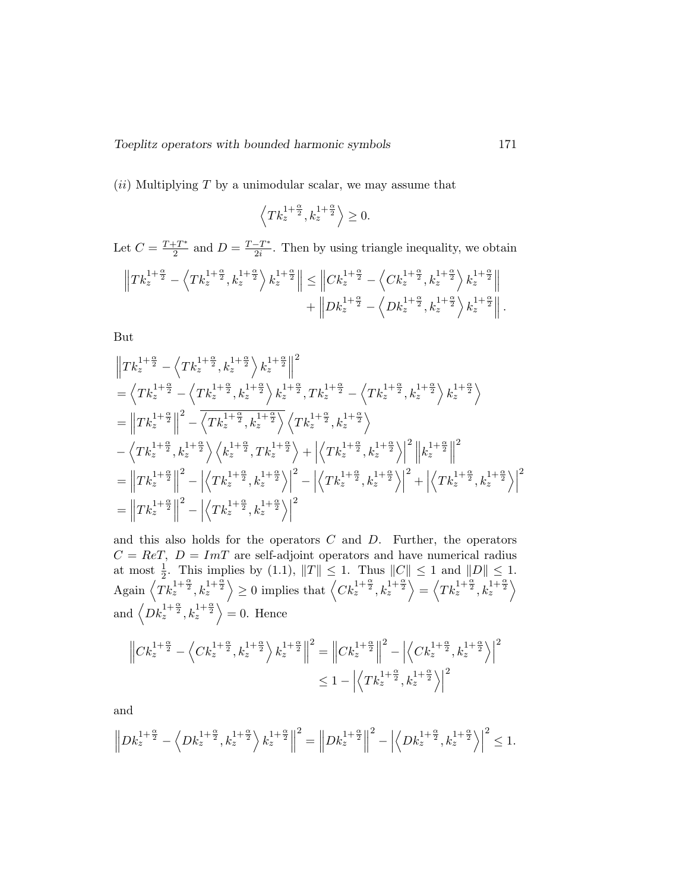$(ii)$ Multiplying $T$ by a unimodular scalar, we may assume that

$$\left\langle Tk_z^{1+\frac{\alpha}{2}}, k_z^{1+\frac{\alpha}{2}} \right\rangle \geq 0.$$

Let $C = \frac{T+T^*}{2}$ and $D = \frac{T-T^*}{2i}$. Then by using triangle inequality, we obtain

$$\begin{aligned}
\left\| Tk_z^{1+\frac{\alpha}{2}} - \left\langle Tk_z^{1+\frac{\alpha}{2}}, k_z^{1+\frac{\alpha}{2}} \right\rangle k_z^{1+\frac{\alpha}{2}} \right\| \leq & \left\| Ck_z^{1+\frac{\alpha}{2}} - \left\langle Ck_z^{1+\frac{\alpha}{2}}, k_z^{1+\frac{\alpha}{2}} \right\rangle k_z^{1+\frac{\alpha}{2}} \right\| \\
& + \left\| Dk_z^{1+\frac{\alpha}{2}} - \left\langle Dk_z^{1+\frac{\alpha}{2}}, k_z^{1+\frac{\alpha}{2}} \right\rangle k_z^{1+\frac{\alpha}{2}} \right\|.
\end{aligned}$$

But

$$\begin{aligned}
& \left\| Tk_z^{1+\frac{\alpha}{2}} - \left\langle Tk_z^{1+\frac{\alpha}{2}}, k_z^{1+\frac{\alpha}{2}} \right\rangle k_z^{1+\frac{\alpha}{2}} \right\|^2 \\
&= \left\langle Tk_z^{1+\frac{\alpha}{2}} - \left\langle Tk_z^{1+\frac{\alpha}{2}}, k_z^{1+\frac{\alpha}{2}} \right\rangle k_z^{1+\frac{\alpha}{2}}, Tk_z^{1+\frac{\alpha}{2}} - \left\langle Tk_z^{1+\frac{\alpha}{2}}, k_z^{1+\frac{\alpha}{2}} \right\rangle k_z^{1+\frac{\alpha}{2}} \right\rangle \\
&= \left\| Tk_z^{1+\frac{\alpha}{2}} \right\|^2 - \overline{\left\langle Tk_z^{1+\frac{\alpha}{2}}, k_z^{1+\frac{\alpha}{2}} \right\rangle} \left\langle Tk_z^{1+\frac{\alpha}{2}}, k_z^{1+\frac{\alpha}{2}} \right\rangle \\
&- \left\langle Tk_z^{1+\frac{\alpha}{2}}, k_z^{1+\frac{\alpha}{2}} \right\rangle \left\langle k_z^{1+\frac{\alpha}{2}}, Tk_z^{1+\frac{\alpha}{2}} \right\rangle + \left| \left\langle Tk_z^{1+\frac{\alpha}{2}}, k_z^{1+\frac{\alpha}{2}} \right\rangle \right|^2 \left\| k_z^{1+\frac{\alpha}{2}} \right\|^2 \\
&= \left\| Tk_z^{1+\frac{\alpha}{2}} \right\|^2 - \left| \left\langle Tk_z^{1+\frac{\alpha}{2}}, k_z^{1+\frac{\alpha}{2}} \right\rangle \right|^2 - \left| \left\langle Tk_z^{1+\frac{\alpha}{2}}, k_z^{1+\frac{\alpha}{2}} \right\rangle \right|^2 + \left| \left\langle Tk_z^{1+\frac{\alpha}{2}}, k_z^{1+\frac{\alpha}{2}} \right\rangle \right|^2 \\
&= \left\| Tk_z^{1+\frac{\alpha}{2}} \right\|^2 - \left| \left\langle Tk_z^{1+\frac{\alpha}{2}}, k_z^{1+\frac{\alpha}{2}} \right\rangle \right|^2
\end{aligned}$$

and this also holds for the operators $C$ and $D$. Further, the operators $C = ReT$, $D = ImT$ are self-adjoint operators and have numerical radius at most $\frac{1}{2}$. This implies by (1.1), $\|T\| \leq 1$. Thus $\|C\| \leq 1$ and $\|D\| \leq 1$. Again $\left\langle Tk_z^{1+\frac{\alpha}{2}}, k_z^{1+\frac{\alpha}{2}} \right\rangle \geq 0$ implies that $\left\langle Ck_z^{1+\frac{\alpha}{2}}, k_z^{1+\frac{\alpha}{2}} \right\rangle = \left\langle Tk_z^{1+\frac{\alpha}{2}}, k_z^{1+\frac{\alpha}{2}} \right\rangle$ and $\left\langle Dk_z^{1+\frac{\alpha}{2}}, k_z^{1+\frac{\alpha}{2}} \right\rangle = 0$. Hence

$$\begin{aligned}
\left\| Ck_z^{1+\frac{\alpha}{2}} - \left\langle Ck_z^{1+\frac{\alpha}{2}}, k_z^{1+\frac{\alpha}{2}} \right\rangle k_z^{1+\frac{\alpha}{2}} \right\|^2 &= \left\| Ck_z^{1+\frac{\alpha}{2}} \right\|^2 - \left| \left\langle Ck_z^{1+\frac{\alpha}{2}}, k_z^{1+\frac{\alpha}{2}} \right\rangle \right|^2 \\
&\leq 1 - \left| \left\langle Tk_z^{1+\frac{\alpha}{2}}, k_z^{1+\frac{\alpha}{2}} \right\rangle \right|^2
\end{aligned}$$

and

$$\left\| Dk_z^{1+\frac{\alpha}{2}} - \left\langle Dk_z^{1+\frac{\alpha}{2}}, k_z^{1+\frac{\alpha}{2}} \right\rangle k_z^{1+\frac{\alpha}{2}} \right\|^2 = \left\| Dk_z^{1+\frac{\alpha}{2}} \right\|^2 - \left| \left\langle Dk_z^{1+\frac{\alpha}{2}}, k_z^{1+\frac{\alpha}{2}} \right\rangle \right|^2 \leq 1.$$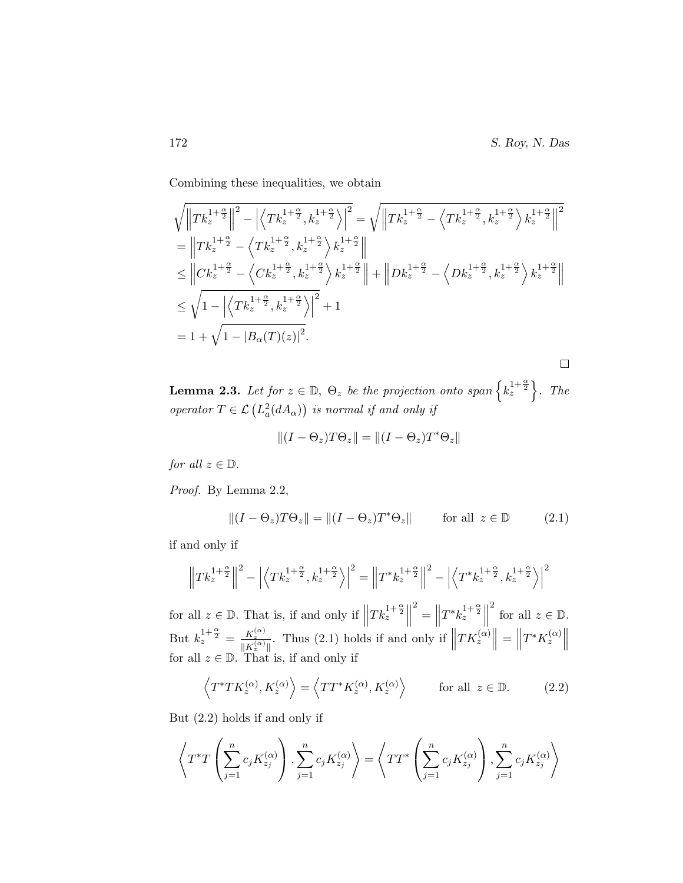Combining these inequalities, we obtain

$$
\begin{aligned}
&\sqrt{\left\|Tk_z^{1+\frac{\alpha}{2}}\right\|^2 - \left|\left\langle Tk_z^{1+\frac{\alpha}{2}}, k_z^{1+\frac{\alpha}{2}}\right\rangle\right|^2} = \sqrt{\left\|Tk_z^{1+\frac{\alpha}{2}} - \left\langle Tk_z^{1+\frac{\alpha}{2}}, k_z^{1+\frac{\alpha}{2}}\right\rangle k_z^{1+\frac{\alpha}{2}}\right\|^2} \\
&= \left\|Tk_z^{1+\frac{\alpha}{2}} - \left\langle Tk_z^{1+\frac{\alpha}{2}}, k_z^{1+\frac{\alpha}{2}}\right\rangle k_z^{1+\frac{\alpha}{2}}\right\| \\
&\leq \left\|Ck_z^{1+\frac{\alpha}{2}} - \left\langle Ck_z^{1+\frac{\alpha}{2}}, k_z^{1+\frac{\alpha}{2}}\right\rangle k_z^{1+\frac{\alpha}{2}}\right\| + \left\|Dk_z^{1+\frac{\alpha}{2}} - \left\langle Dk_z^{1+\frac{\alpha}{2}}, k_z^{1+\frac{\alpha}{2}}\right\rangle k_z^{1+\frac{\alpha}{2}}\right\| \\
&\leq \sqrt{1 - \left|\left\langle Tk_z^{1+\frac{\alpha}{2}}, k_z^{1+\frac{\alpha}{2}}\right\rangle\right|^2} + 1 \\
&= 1 + \sqrt{1 - |B_\alpha(T)(z)|^2}.
\end{aligned}
$$

□

**Lemma 2.3.** *Let for $z \in \mathbb{D}$, $\Theta_z$ be the projection onto span $\left\{k_z^{1+\frac{\alpha}{2}}\right\}$. The operator $T \in \mathcal{L}\left(L_a^2(dA_\alpha)\right)$ is normal if and only if*

$$\|(I - \Theta_z)T\Theta_z\| = \|(I - \Theta_z)T^*\Theta_z\|$$

*for all $z \in \mathbb{D}$.*

*Proof.* By Lemma 2.2,

$$\|(I - \Theta_z)T\Theta_z\| = \|(I - \Theta_z)T^*\Theta_z\| \qquad \text{for all } z \in \mathbb{D} \tag{2.1}$$

if and only if

$$\left\|Tk_z^{1+\frac{\alpha}{2}}\right\|^2 - \left|\left\langle Tk_z^{1+\frac{\alpha}{2}}, k_z^{1+\frac{\alpha}{2}}\right\rangle\right|^2 = \left\|T^*k_z^{1+\frac{\alpha}{2}}\right\|^2 - \left|\left\langle T^*k_z^{1+\frac{\alpha}{2}}, k_z^{1+\frac{\alpha}{2}}\right\rangle\right|^2$$

for all $z \in \mathbb{D}$. That is, if and only if $\left\|Tk_z^{1+\frac{\alpha}{2}}\right\|^2 = \left\|T^*k_z^{1+\frac{\alpha}{2}}\right\|^2$ for all $z \in \mathbb{D}$. But $k_z^{1+\frac{\alpha}{2}} = \frac{K_z^{(\alpha)}}{\|K_z^{(\alpha)}\|}$. Thus (2.1) holds if and only if $\left\|TK_z^{(\alpha)}\right\| = \left\|T^*K_z^{(\alpha)}\right\|$ for all $z \in \mathbb{D}$. That is, if and only if

$$\left\langle T^*TK_z^{(\alpha)}, K_z^{(\alpha)}\right\rangle = \left\langle TT^*K_z^{(\alpha)}, K_z^{(\alpha)}\right\rangle \qquad \text{for all } z \in \mathbb{D}. \tag{2.2}$$

But (2.2) holds if and only if

$$\left\langle T^*T\left(\sum_{j=1}^n c_jK_{z_j}^{(\alpha)}\right), \sum_{j=1}^n c_jK_{z_j}^{(\alpha)}\right\rangle = \left\langle TT^*\left(\sum_{j=1}^n c_jK_{z_j}^{(\alpha)}\right), \sum_{j=1}^n c_jK_{z_j}^{(\alpha)}\right\rangle$$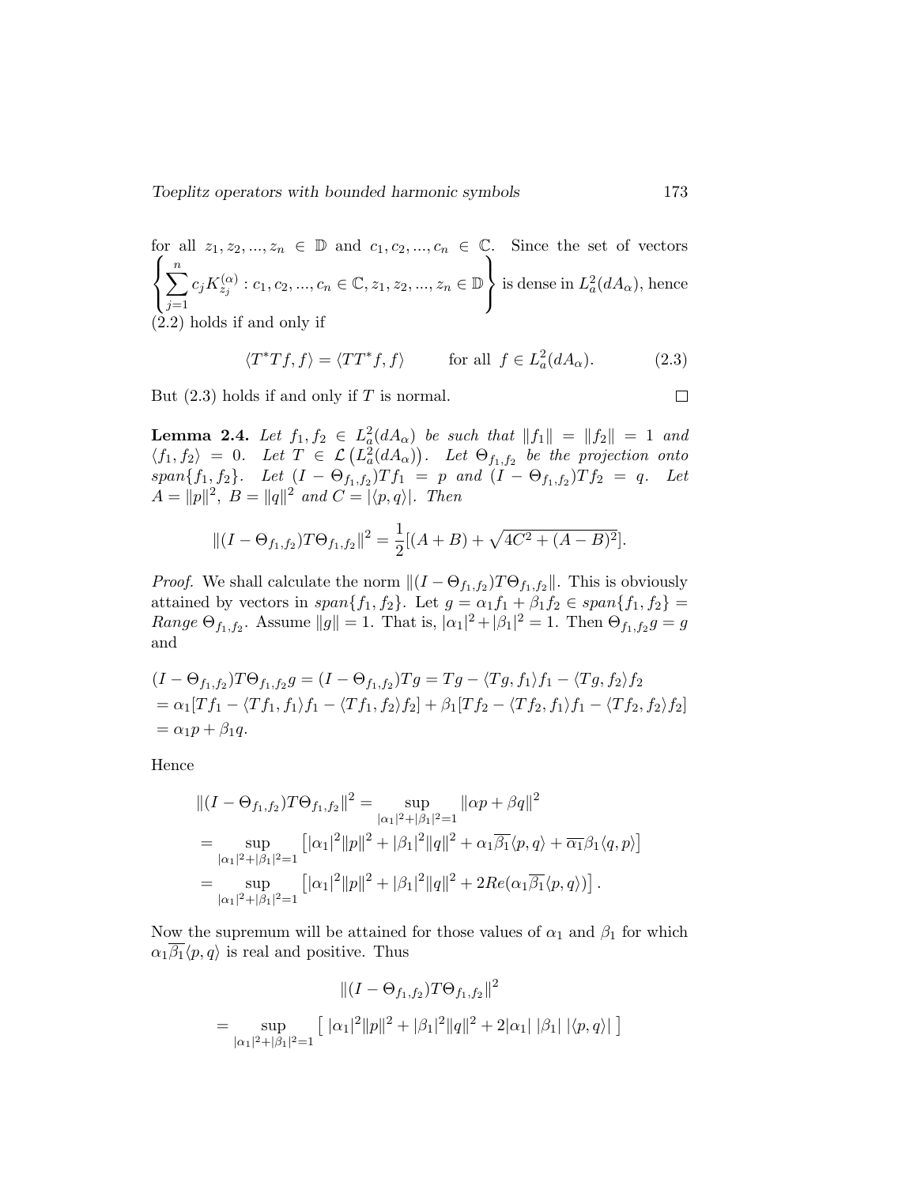for all $z_1, z_2, ..., z_n \in \mathbb{D}$ and $c_1, c_2, ..., c_n \in \mathbb{C}$. Since the set of vectors $\left\{ \sum_{j=1}^{n} c_j K_{z_j}^{(\alpha)} : c_1, c_2, ..., c_n \in \mathbb{C}, z_1, z_2, ..., z_n \in \mathbb{D} \right\}$ is dense in $L_a^2(dA_\alpha)$, hence (2.2) holds if and only if

$$\langle T^*Tf, f\rangle = \langle TT^*f, f\rangle \qquad \text{for all } f \in L_a^2(dA_\alpha). \tag{2.3}$$

But (2.3) holds if and only if $T$ is normal. $\square$

**Lemma 2.4.** *Let $f_1, f_2 \in L_a^2(dA_\alpha)$ be such that $\|f_1\| = \|f_2\| = 1$ and $\langle f_1, f_2\rangle = 0$. Let $T \in \mathcal{L}\left(L_a^2(dA_\alpha)\right)$. Let $\Theta_{f_1,f_2}$ be the projection onto $span\{f_1, f_2\}$. Let $(I - \Theta_{f_1,f_2})Tf_1 = p$ and $(I - \Theta_{f_1,f_2})Tf_2 = q$. Let $A = \|p\|^2$, $B = \|q\|^2$ and $C = |\langle p, q\rangle|$. Then*

$$\|(I - \Theta_{f_1,f_2})T\Theta_{f_1,f_2}\|^2 = \frac{1}{2}[(A + B) + \sqrt{4C^2 + (A - B)^2}].$$

*Proof.* We shall calculate the norm $\|(I - \Theta_{f_1,f_2})T\Theta_{f_1,f_2}\|$. This is obviously attained by vectors in $span\{f_1, f_2\}$. Let $g = \alpha_1 f_1 + \beta_1 f_2 \in span\{f_1, f_2\} = Range\ \Theta_{f_1,f_2}$. Assume $\|g\| = 1$. That is, $|\alpha_1|^2 + |\beta_1|^2 = 1$. Then $\Theta_{f_1,f_2} g = g$ and

$$\begin{aligned}
&(I - \Theta_{f_1,f_2})T\Theta_{f_1,f_2} g = (I - \Theta_{f_1,f_2})Tg = Tg - \langle Tg, f_1\rangle f_1 - \langle Tg, f_2\rangle f_2 \\
&= \alpha_1[Tf_1 - \langle Tf_1, f_1\rangle f_1 - \langle Tf_1, f_2\rangle f_2] + \beta_1[Tf_2 - \langle Tf_2, f_1\rangle f_1 - \langle Tf_2, f_2\rangle f_2] \\
&= \alpha_1 p + \beta_1 q.
\end{aligned}$$

Hence

$$\begin{aligned}
&\|(I - \Theta_{f_1,f_2})T\Theta_{f_1,f_2}\|^2 = \sup_{|\alpha_1|^2+|\beta_1|^2=1} \|\alpha p + \beta q\|^2 \\
&= \sup_{|\alpha_1|^2+|\beta_1|^2=1} \left[|\alpha_1|^2\|p\|^2 + |\beta_1|^2\|q\|^2 + \alpha_1\overline{\beta_1}\langle p, q\rangle + \overline{\alpha_1}\beta_1\langle q, p\rangle\right] \\
&= \sup_{|\alpha_1|^2+|\beta_1|^2=1} \left[|\alpha_1|^2\|p\|^2 + |\beta_1|^2\|q\|^2 + 2Re(\alpha_1\overline{\beta_1}\langle p, q\rangle)\right].
\end{aligned}$$

Now the supremum will be attained for those values of $\alpha_1$ and $\beta_1$ for which $\alpha_1\overline{\beta_1}\langle p, q\rangle$ is real and positive. Thus

$$\begin{aligned}
&\|(I - \Theta_{f_1,f_2})T\Theta_{f_1,f_2}\|^2 \\
&= \sup_{|\alpha_1|^2+|\beta_1|^2=1} \left[\ |\alpha_1|^2\|p\|^2 + |\beta_1|^2\|q\|^2 + 2|\alpha_1|\ |\beta_1|\ |\langle p, q\rangle|\ \right]
\end{aligned}$$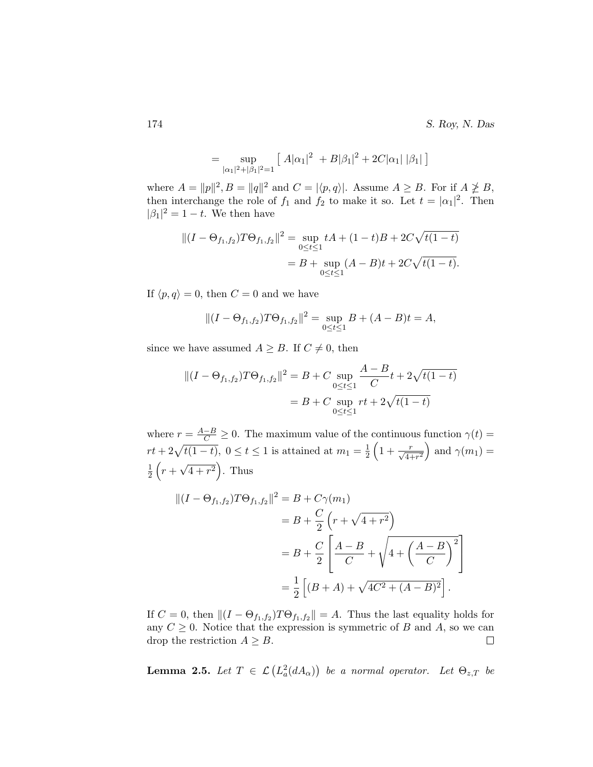$$= \sup_{|\alpha_1|^2+|\beta_1|^2=1} \left[\, A|\alpha_1|^2 \; + B|\beta_1|^2 + 2C|\alpha_1|\;|\beta_1| \,\right]$$

where $A = \|p\|^2, B = \|q\|^2$ and $C = |\langle p, q\rangle|$. Assume $A \geq B$. For if $A \ngeq B$, then interchange the role of $f_1$ and $f_2$ to make it so. Let $t = |\alpha_1|^2$. Then $|\beta_1|^2 = 1 - t$. We then have

$$\begin{aligned}
\|(I - \Theta_{f_1,f_2})T\Theta_{f_1,f_2}\|^2 &= \sup_{0\leq t\leq 1} tA + (1-t)B + 2C\sqrt{t(1-t)} \\
&= B + \sup_{0\leq t\leq 1} (A-B)t + 2C\sqrt{t(1-t)}.
\end{aligned}$$

If $\langle p, q\rangle = 0$, then $C = 0$ and we have

$$\|(I - \Theta_{f_1,f_2})T\Theta_{f_1,f_2}\|^2 = \sup_{0\leq t\leq 1} B + (A-B)t = A,$$

since we have assumed $A \geq B$. If $C \neq 0$, then

$$\begin{aligned}
\|(I - \Theta_{f_1,f_2})T\Theta_{f_1,f_2}\|^2 &= B + C \sup_{0\leq t\leq 1} \frac{A-B}{C}t + 2\sqrt{t(1-t)} \\
&= B + C \sup_{0\leq t\leq 1} rt + 2\sqrt{t(1-t)}
\end{aligned}$$

where $r = \frac{A-B}{C} \geq 0$. The maximum value of the continuous function $\gamma(t) = rt + 2\sqrt{t(1-t)},\ 0 \leq t \leq 1$ is attained at $m_1 = \frac{1}{2}\left(1 + \frac{r}{\sqrt{4+r^2}}\right)$ and $\gamma(m_1) = \frac{1}{2}\left(r + \sqrt{4+r^2}\right)$. Thus

$$\begin{aligned}
\|(I - \Theta_{f_1,f_2})T\Theta_{f_1,f_2}\|^2 &= B + C\gamma(m_1) \\
&= B + \frac{C}{2}\left(r + \sqrt{4+r^2}\right) \\
&= B + \frac{C}{2}\left[\frac{A-B}{C} + \sqrt{4 + \left(\frac{A-B}{C}\right)^2}\right] \\
&= \frac{1}{2}\left[(B+A) + \sqrt{4C^2 + (A-B)^2}\right].
\end{aligned}$$

If $C = 0$, then $\|(I - \Theta_{f_1,f_2})T\Theta_{f_1,f_2}\| = A$. Thus the last equality holds for any $C \geq 0$. Notice that the expression is symmetric of $B$ and $A$, so we can drop the restriction $A \geq B$. $\square$

**Lemma 2.5.** *Let $T \in \mathcal{L}\left(L_a^2(dA_\alpha)\right)$ be a normal operator. Let $\Theta_{z,T}$ be*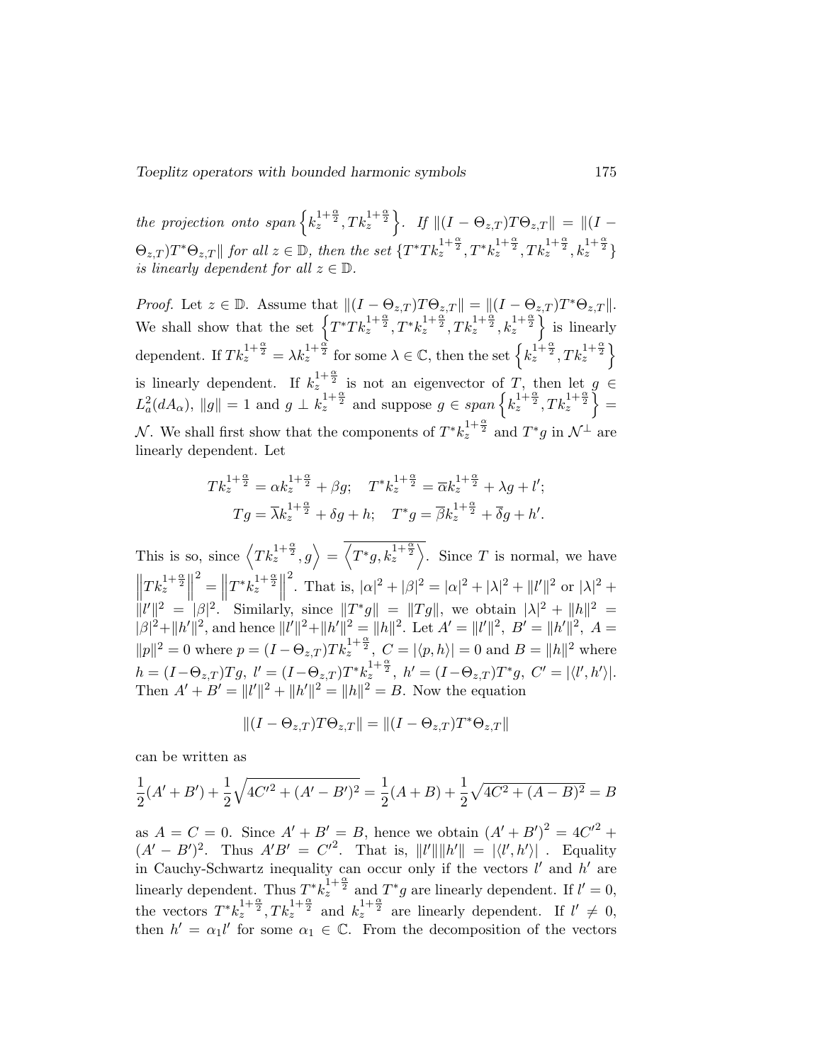*the projection onto span* $\left\{k_z^{1+\frac{\alpha}{2}}, Tk_z^{1+\frac{\alpha}{2}}\right\}$. *If* $\|(I-\Theta_{z,T})T\Theta_{z,T}\| = \|(I-\Theta_{z,T})T^*\Theta_{z,T}\|$ *for all* $z \in \mathbb{D}$, *then the set* $\{T^*Tk_z^{1+\frac{\alpha}{2}}, T^*k_z^{1+\frac{\alpha}{2}}, Tk_z^{1+\frac{\alpha}{2}}, k_z^{1+\frac{\alpha}{2}}\}$ *is linearly dependent for all* $z \in \mathbb{D}$.

*Proof.* Let $z \in \mathbb{D}$. Assume that $\|(I-\Theta_{z,T})T\Theta_{z,T}\| = \|(I-\Theta_{z,T})T^*\Theta_{z,T}\|$. We shall show that the set $\left\{T^*Tk_z^{1+\frac{\alpha}{2}}, T^*k_z^{1+\frac{\alpha}{2}}, Tk_z^{1+\frac{\alpha}{2}}, k_z^{1+\frac{\alpha}{2}}\right\}$ is linearly dependent. If $Tk_z^{1+\frac{\alpha}{2}} = \lambda k_z^{1+\frac{\alpha}{2}}$ for some $\lambda \in \mathbb{C}$, then the set $\left\{k_z^{1+\frac{\alpha}{2}}, Tk_z^{1+\frac{\alpha}{2}}\right\}$ is linearly dependent. If $k_z^{1+\frac{\alpha}{2}}$ is not an eigenvector of $T$, then let $g \in L^2_a(dA_\alpha)$, $\|g\| = 1$ and $g \perp k_z^{1+\frac{\alpha}{2}}$ and suppose $g \in span\left\{k_z^{1+\frac{\alpha}{2}}, Tk_z^{1+\frac{\alpha}{2}}\right\} = \mathcal{N}$. We shall first show that the components of $T^*k_z^{1+\frac{\alpha}{2}}$ and $T^*g$ in $\mathcal{N}^\perp$ are linearly dependent. Let

$$Tk_z^{1+\frac{\alpha}{2}} = \alpha k_z^{1+\frac{\alpha}{2}} + \beta g; \quad T^*k_z^{1+\frac{\alpha}{2}} = \overline{\alpha} k_z^{1+\frac{\alpha}{2}} + \lambda g + l';$$
$$Tg = \overline{\lambda} k_z^{1+\frac{\alpha}{2}} + \delta g + h; \quad T^*g = \overline{\beta} k_z^{1+\frac{\alpha}{2}} + \overline{\delta} g + h'.$$

This is so, since $\left\langle Tk_z^{1+\frac{\alpha}{2}}, g\right\rangle = \overline{\left\langle T^*g, k_z^{1+\frac{\alpha}{2}}\right\rangle}$. Since $T$ is normal, we have $\left\|Tk_z^{1+\frac{\alpha}{2}}\right\|^2 = \left\|T^*k_z^{1+\frac{\alpha}{2}}\right\|^2$. That is, $|\alpha|^2 + |\beta|^2 = |\alpha|^2 + |\lambda|^2 + \|l'\|^2$ or $|\lambda|^2 + \|l'\|^2 = |\beta|^2$. Similarly, since $\|T^*g\| = \|Tg\|$, we obtain $|\lambda|^2 + \|h\|^2 = |\beta|^2 + \|h'\|^2$, and hence $\|l'\|^2 + \|h'\|^2 = \|h\|^2$. Let $A' = \|l'\|^2$, $B' = \|h'\|^2$, $A = \|p\|^2 = 0$ where $p = (I-\Theta_{z,T})Tk_z^{1+\frac{\alpha}{2}}$, $C = |\langle p, h\rangle| = 0$ and $B = \|h\|^2$ where $h = (I-\Theta_{z,T})Tg$, $l' = (I-\Theta_{z,T})T^*k_z^{1+\frac{\alpha}{2}}$, $h' = (I-\Theta_{z,T})T^*g$, $C' = |\langle l', h'\rangle|$. Then $A' + B' = \|l'\|^2 + \|h'\|^2 = \|h\|^2 = B$. Now the equation

$$\|(I-\Theta_{z,T})T\Theta_{z,T}\| = \|(I-\Theta_{z,T})T^*\Theta_{z,T}\|$$

can be written as

$$\frac{1}{2}(A'+B') + \frac{1}{2}\sqrt{4C'^2 + (A'-B')^2} = \frac{1}{2}(A+B) + \frac{1}{2}\sqrt{4C^2 + (A-B)^2} = B$$

as $A = C = 0$. Since $A' + B' = B$, hence we obtain $(A'+B')^2 = 4C'^2 + (A'-B')^2$. Thus $A'B' = C'^2$. That is, $\|l'\|\|h'\| = |\langle l', h'\rangle|$ . Equality in Cauchy-Schwartz inequality can occur only if the vectors $l'$ and $h'$ are linearly dependent. Thus $T^*k_z^{1+\frac{\alpha}{2}}$ and $T^*g$ are linearly dependent. If $l' = 0$, the vectors $T^*k_z^{1+\frac{\alpha}{2}}, Tk_z^{1+\frac{\alpha}{2}}$ and $k_z^{1+\frac{\alpha}{2}}$ are linearly dependent. If $l' \neq 0$, then $h' = \alpha_1 l'$ for some $\alpha_1 \in \mathbb{C}$. From the decomposition of the vectors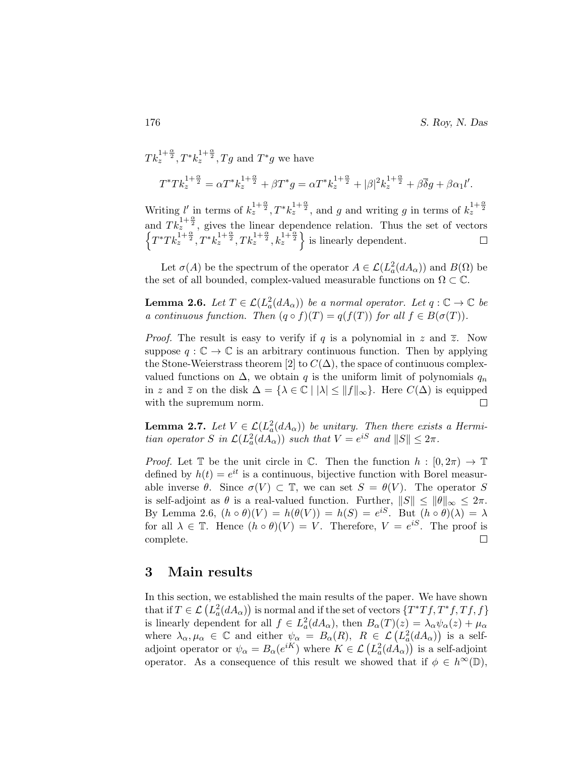$Tk_z^{1+\frac{\alpha}{2}}, T^*k_z^{1+\frac{\alpha}{2}}, Tg$ and $T^*g$ we have

$$T^*Tk_z^{1+\frac{\alpha}{2}} = \alpha T^*k_z^{1+\frac{\alpha}{2}} + \beta T^*g = \alpha T^*k_z^{1+\frac{\alpha}{2}} + |\beta|^2 k_z^{1+\frac{\alpha}{2}} + \beta\overline{\delta}g + \beta\alpha_1 l'.$$

Writing $l'$ in terms of $k_z^{1+\frac{\alpha}{2}}, T^*k_z^{1+\frac{\alpha}{2}}$, and $g$ and writing $g$ in terms of $k_z^{1+\frac{\alpha}{2}}$ and $Tk_z^{1+\frac{\alpha}{2}}$, gives the linear dependence relation. Thus the set of vectors $\left\{T^*Tk_z^{1+\frac{\alpha}{2}}, T^*k_z^{1+\frac{\alpha}{2}}, Tk_z^{1+\frac{\alpha}{2}}, k_z^{1+\frac{\alpha}{2}}\right\}$ is linearly dependent. □

Let $\sigma(A)$ be the spectrum of the operator $A \in \mathcal{L}(L_a^2(dA_\alpha))$ and $B(\Omega)$ be the set of all bounded, complex-valued measurable functions on $\Omega \subset \mathbb{C}$.

**Lemma 2.6.** *Let $T \in \mathcal{L}(L_a^2(dA_\alpha))$ be a normal operator. Let $q : \mathbb{C} \to \mathbb{C}$ be a continuous function. Then $(q \circ f)(T) = q(f(T))$ for all $f \in B(\sigma(T))$.*

*Proof.* The result is easy to verify if $q$ is a polynomial in $z$ and $\overline{z}$. Now suppose $q : \mathbb{C} \to \mathbb{C}$ is an arbitrary continuous function. Then by applying the Stone-Weierstrass theorem [2] to $C(\Delta)$, the space of continuous complex-valued functions on $\Delta$, we obtain $q$ is the uniform limit of polynomials $q_n$ in $z$ and $\overline{z}$ on the disk $\Delta = \{\lambda \in \mathbb{C} \mid |\lambda| \leq \|f\|_\infty\}$. Here $C(\Delta)$ is equipped with the supremum norm. □

**Lemma 2.7.** *Let $V \in \mathcal{L}(L_a^2(dA_\alpha))$ be unitary. Then there exists a Hermitian operator $S$ in $\mathcal{L}(L_a^2(dA_\alpha))$ such that $V = e^{iS}$ and $\|S\| \leq 2\pi$.*

*Proof.* Let $\mathbb{T}$ be the unit circle in $\mathbb{C}$. Then the function $h : [0, 2\pi) \to \mathbb{T}$ defined by $h(t) = e^{it}$ is a continuous, bijective function with Borel measurable inverse $\theta$. Since $\sigma(V) \subset \mathbb{T}$, we can set $S = \theta(V)$. The operator $S$ is self-adjoint as $\theta$ is a real-valued function. Further, $\|S\| \leq \|\theta\|_\infty \leq 2\pi$. By Lemma 2.6, $(h \circ \theta)(V) = h(\theta(V)) = h(S) = e^{iS}$. But $(h \circ \theta)(\lambda) = \lambda$ for all $\lambda \in \mathbb{T}$. Hence $(h \circ \theta)(V) = V$. Therefore, $V = e^{iS}$. The proof is complete. □

## 3 Main results

In this section, we established the main results of the paper. We have shown that if $T \in \mathcal{L}\left(L_a^2(dA_\alpha)\right)$ is normal and if the set of vectors $\{T^*Tf, T^*f, Tf, f\}$ is linearly dependent for all $f \in L_a^2(dA_\alpha)$, then $B_\alpha(T)(z) = \lambda_\alpha\psi_\alpha(z) + \mu_\alpha$ where $\lambda_\alpha, \mu_\alpha \in \mathbb{C}$ and either $\psi_\alpha = B_\alpha(R)$, $R \in \mathcal{L}\left(L_a^2(dA_\alpha)\right)$ is a self-adjoint operator or $\psi_\alpha = B_\alpha(e^{iK})$ where $K \in \mathcal{L}\left(L_a^2(dA_\alpha)\right)$ is a self-adjoint operator. As a consequence of this result we showed that if $\phi \in h^\infty(\mathbb{D})$,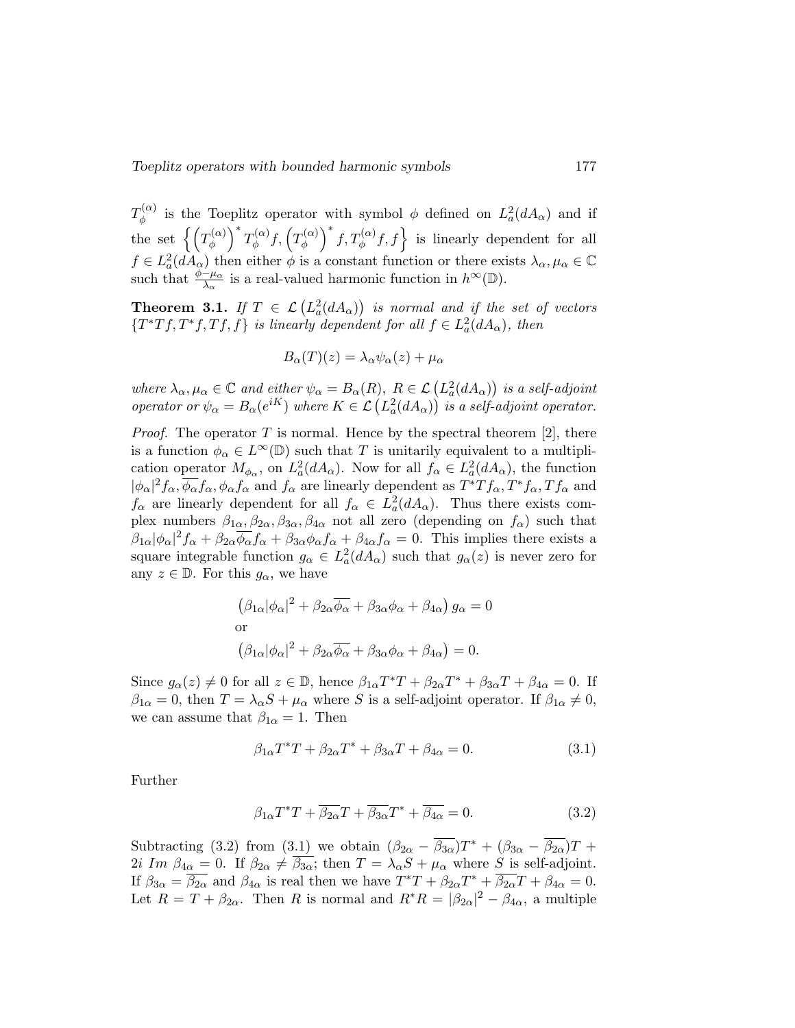$T_\phi^{(\alpha)}$ is the Toeplitz operator with symbol $\phi$ defined on $L_a^2(dA_\alpha)$ and if the set $\left\{\left(T_\phi^{(\alpha)}\right)^* T_\phi^{(\alpha)} f, \left(T_\phi^{(\alpha)}\right)^* f, T_\phi^{(\alpha)} f, f\right\}$ is linearly dependent for all $f \in L_a^2(dA_\alpha)$ then either $\phi$ is a constant function or there exists $\lambda_\alpha, \mu_\alpha \in \mathbb{C}$ such that $\frac{\phi-\mu_\alpha}{\lambda_\alpha}$ is a real-valued harmonic function in $h^\infty(\mathbb{D})$.

**Theorem 3.1.** *If $T \in \mathcal{L}\left(L_a^2(dA_\alpha)\right)$ is normal and if the set of vectors $\{T^*Tf, T^*f, Tf, f\}$ is linearly dependent for all $f \in L_a^2(dA_\alpha)$, then*

$$B_\alpha(T)(z) = \lambda_\alpha \psi_\alpha(z) + \mu_\alpha$$

*where $\lambda_\alpha, \mu_\alpha \in \mathbb{C}$ and either $\psi_\alpha = B_\alpha(R)$, $R \in \mathcal{L}\left(L_a^2(dA_\alpha)\right)$ is a self-adjoint operator or $\psi_\alpha = B_\alpha(e^{iK})$ where $K \in \mathcal{L}\left(L_a^2(dA_\alpha)\right)$ is a self-adjoint operator.*

*Proof.* The operator $T$ is normal. Hence by the spectral theorem [2], there is a function $\phi_\alpha \in L^\infty(\mathbb{D})$ such that $T$ is unitarily equivalent to a multiplication operator $M_{\phi_\alpha}$, on $L_a^2(dA_\alpha)$. Now for all $f_\alpha \in L_a^2(dA_\alpha)$, the function $|\phi_\alpha|^2 f_\alpha, \overline{\phi_\alpha} f_\alpha, \phi_\alpha f_\alpha$ and $f_\alpha$ are linearly dependent as $T^*Tf_\alpha, T^*f_\alpha, Tf_\alpha$ and $f_\alpha$ are linearly dependent for all $f_\alpha \in L_a^2(dA_\alpha)$. Thus there exists complex numbers $\beta_{1\alpha}, \beta_{2\alpha}, \beta_{3\alpha}, \beta_{4\alpha}$ not all zero (depending on $f_\alpha$) such that $\beta_{1\alpha}|\phi_\alpha|^2 f_\alpha + \beta_{2\alpha}\overline{\phi_\alpha} f_\alpha + \beta_{3\alpha}\phi_\alpha f_\alpha + \beta_{4\alpha} f_\alpha = 0$. This implies there exists a square integrable function $g_\alpha \in L_a^2(dA_\alpha)$ such that $g_\alpha(z)$ is never zero for any $z \in \mathbb{D}$. For this $g_\alpha$, we have

$$\left(\beta_{1\alpha}|\phi_\alpha|^2 + \beta_{2\alpha}\overline{\phi_\alpha} + \beta_{3\alpha}\phi_\alpha + \beta_{4\alpha}\right) g_\alpha = 0$$

or

$$\left(\beta_{1\alpha}|\phi_\alpha|^2 + \beta_{2\alpha}\overline{\phi_\alpha} + \beta_{3\alpha}\phi_\alpha + \beta_{4\alpha}\right) = 0.$$

Since $g_\alpha(z) \neq 0$ for all $z \in \mathbb{D}$, hence $\beta_{1\alpha}T^*T + \beta_{2\alpha}T^* + \beta_{3\alpha}T + \beta_{4\alpha} = 0$. If $\beta_{1\alpha} = 0$, then $T = \lambda_\alpha S + \mu_\alpha$ where $S$ is a self-adjoint operator. If $\beta_{1\alpha} \neq 0$, we can assume that $\beta_{1\alpha} = 1$. Then

$$\beta_{1\alpha}T^*T + \beta_{2\alpha}T^* + \beta_{3\alpha}T + \beta_{4\alpha} = 0. \tag{3.1}$$

Further

$$\beta_{1\alpha}T^*T + \overline{\beta_{2\alpha}}T + \overline{\beta_{3\alpha}}T^* + \overline{\beta_{4\alpha}} = 0. \tag{3.2}$$

Subtracting (3.2) from (3.1) we obtain $(\beta_{2\alpha} - \overline{\beta_{3\alpha}})T^* + (\beta_{3\alpha} - \overline{\beta_{2\alpha}})T + 2i\ Im\ \beta_{4\alpha} = 0$. If $\beta_{2\alpha} \neq \overline{\beta_{3\alpha}}$; then $T = \lambda_\alpha S + \mu_\alpha$ where $S$ is self-adjoint. If $\beta_{3\alpha} = \overline{\beta_{2\alpha}}$ and $\beta_{4\alpha}$ is real then we have $T^*T + \beta_{2\alpha}T^* + \overline{\beta_{2\alpha}}T + \beta_{4\alpha} = 0$. Let $R = T + \beta_{2\alpha}$. Then $R$ is normal and $R^*R = |\beta_{2\alpha}|^2 - \beta_{4\alpha}$, a multiple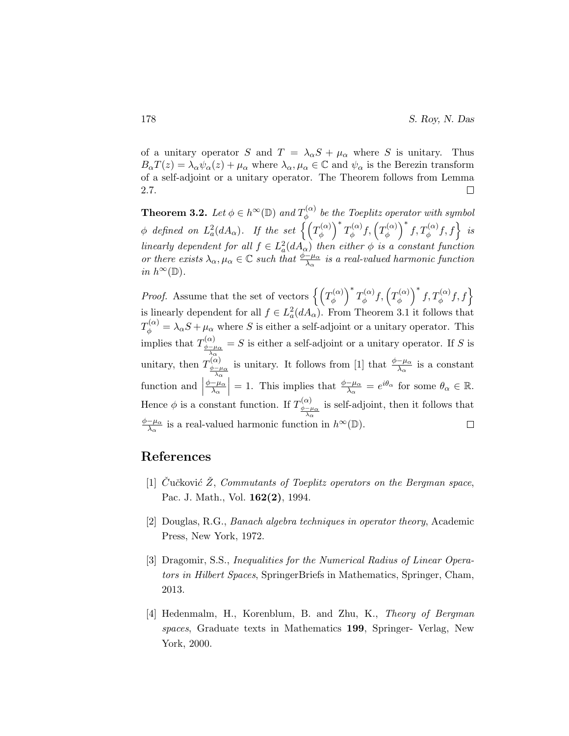of a unitary operator $S$ and $T = \lambda_\alpha S + \mu_\alpha$ where $S$ is unitary. Thus $B_\alpha T(z) = \lambda_\alpha \psi_\alpha(z) + \mu_\alpha$ where $\lambda_\alpha, \mu_\alpha \in \mathbb{C}$ and $\psi_\alpha$ is the Berezin transform of a self-adjoint or a unitary operator. The Theorem follows from Lemma 2.7. $\square$

**Theorem 3.2.** *Let $\phi \in h^\infty(\mathbb{D})$ and $T_\phi^{(\alpha)}$ be the Toeplitz operator with symbol $\phi$ defined on $L_a^2(dA_\alpha)$. If the set $\left\{\left(T_\phi^{(\alpha)}\right)^* T_\phi^{(\alpha)} f, \left(T_\phi^{(\alpha)}\right)^* f, T_\phi^{(\alpha)} f, f\right\}$ is linearly dependent for all $f \in L_a^2(dA_\alpha)$ then either $\phi$ is a constant function or there exists $\lambda_\alpha, \mu_\alpha \in \mathbb{C}$ such that $\frac{\phi - \mu_\alpha}{\lambda_\alpha}$ is a real-valued harmonic function in $h^\infty(\mathbb{D})$.*

*Proof.* Assume that the set of vectors $\left\{\left(T_\phi^{(\alpha)}\right)^* T_\phi^{(\alpha)} f, \left(T_\phi^{(\alpha)}\right)^* f, T_\phi^{(\alpha)} f, f\right\}$ is linearly dependent for all $f \in L_a^2(dA_\alpha)$. From Theorem 3.1 it follows that $T_\phi^{(\alpha)} = \lambda_\alpha S + \mu_\alpha$ where $S$ is either a self-adjoint or a unitary operator. This implies that $T^{(\alpha)}_{\frac{\phi-\mu_\alpha}{\lambda_\alpha}} = S$ is either a self-adjoint or a unitary operator. If $S$ is unitary, then $T^{(\alpha)}_{\frac{\phi-\mu_\alpha}{\lambda_\alpha}}$ is unitary. It follows from [1] that $\frac{\phi-\mu_\alpha}{\lambda_\alpha}$ is a constant function and $\left|\frac{\phi-\mu_\alpha}{\lambda_\alpha}\right| = 1$. This implies that $\frac{\phi-\mu_\alpha}{\lambda_\alpha} = e^{i\theta_\alpha}$ for some $\theta_\alpha \in \mathbb{R}$. Hence $\phi$ is a constant function. If $T^{(\alpha)}_{\frac{\phi-\mu_\alpha}{\lambda_\alpha}}$ is self-adjoint, then it follows that $\frac{\phi-\mu_\alpha}{\lambda_\alpha}$ is a real-valued harmonic function in $h^\infty(\mathbb{D})$. $\square$

## References

[1] Čučković Ž, *Commutants of Toeplitz operators on the Bergman space*, Pac. J. Math., Vol. **162(2)**, 1994.

[2] Douglas, R.G., *Banach algebra techniques in operator theory*, Academic Press, New York, 1972.

[3] Dragomir, S.S., *Inequalities for the Numerical Radius of Linear Operators in Hilbert Spaces*, SpringerBriefs in Mathematics, Springer, Cham, 2013.

[4] Hedenmalm, H., Korenblum, B. and Zhu, K., *Theory of Bergman spaces*, Graduate texts in Mathematics **199**, Springer- Verlag, New York, 2000.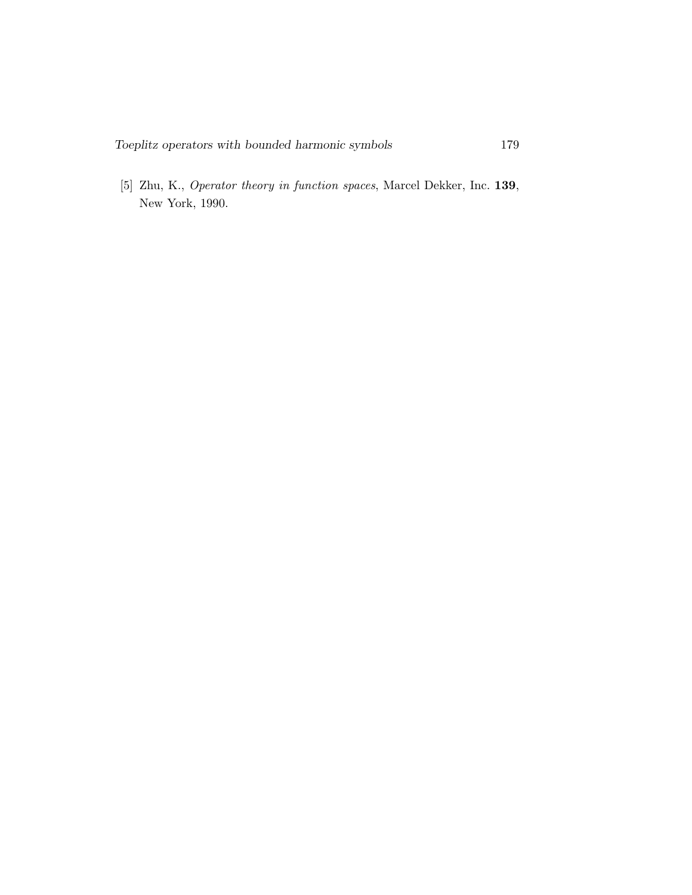[5] Zhu, K., *Operator theory in function spaces*, Marcel Dekker, Inc. **139**, New York, 1990.